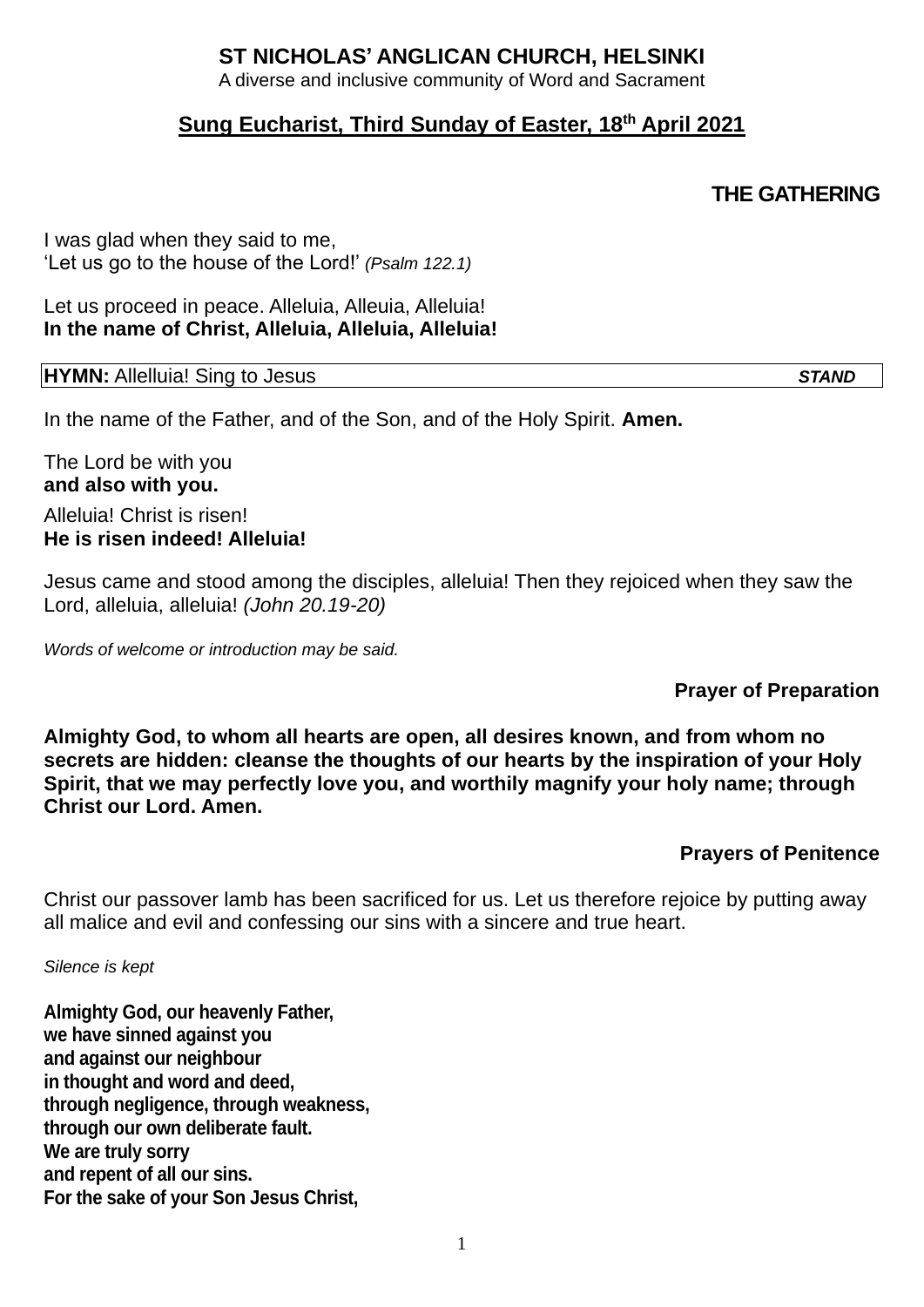# ST NICHOLAS' ANGLICAN CHURCH, HELSINKI

A diverse and inclusive community of Word and Sacrament

## Sung Eucharist, Third Sunday of Easter, 18th April 2021

### THE GATHERING

I was glad when they said to me,
'Let us go to the house of the Lord!' *(Psalm 122.1)*

Let us proceed in peace. Alleluia, Alleuia, Alleluia!
**In the name of Christ, Alleluia, Alleluia, Alleluia!**

| **HYMN:** Allelluia! Sing to Jesus | ***STAND*** |
|---|---|

In the name of the Father, and of the Son, and of the Holy Spirit. **Amen.**

The Lord be with you
**and also with you.**

Alleluia! Christ is risen!
**He is risen indeed! Alleluia!**

Jesus came and stood among the disciples, alleluia! Then they rejoiced when they saw the Lord, alleluia, alleluia! *(John 20.19-20)*

*Words of welcome or introduction may be said.*

### Prayer of Preparation

**Almighty God, to whom all hearts are open, all desires known, and from whom no secrets are hidden: cleanse the thoughts of our hearts by the inspiration of your Holy Spirit, that we may perfectly love you, and worthily magnify your holy name; through Christ our Lord. Amen.**

### Prayers of Penitence

Christ our passover lamb has been sacrificed for us. Let us therefore rejoice by putting away all malice and evil and confessing our sins with a sincere and true heart.

*Silence is kept*

**Almighty God, our heavenly Father,**
**we have sinned against you**
**and against our neighbour**
**in thought and word and deed,**
**through negligence, through weakness,**
**through our own deliberate fault.**
**We are truly sorry**
**and repent of all our sins.**
**For the sake of your Son Jesus Christ,**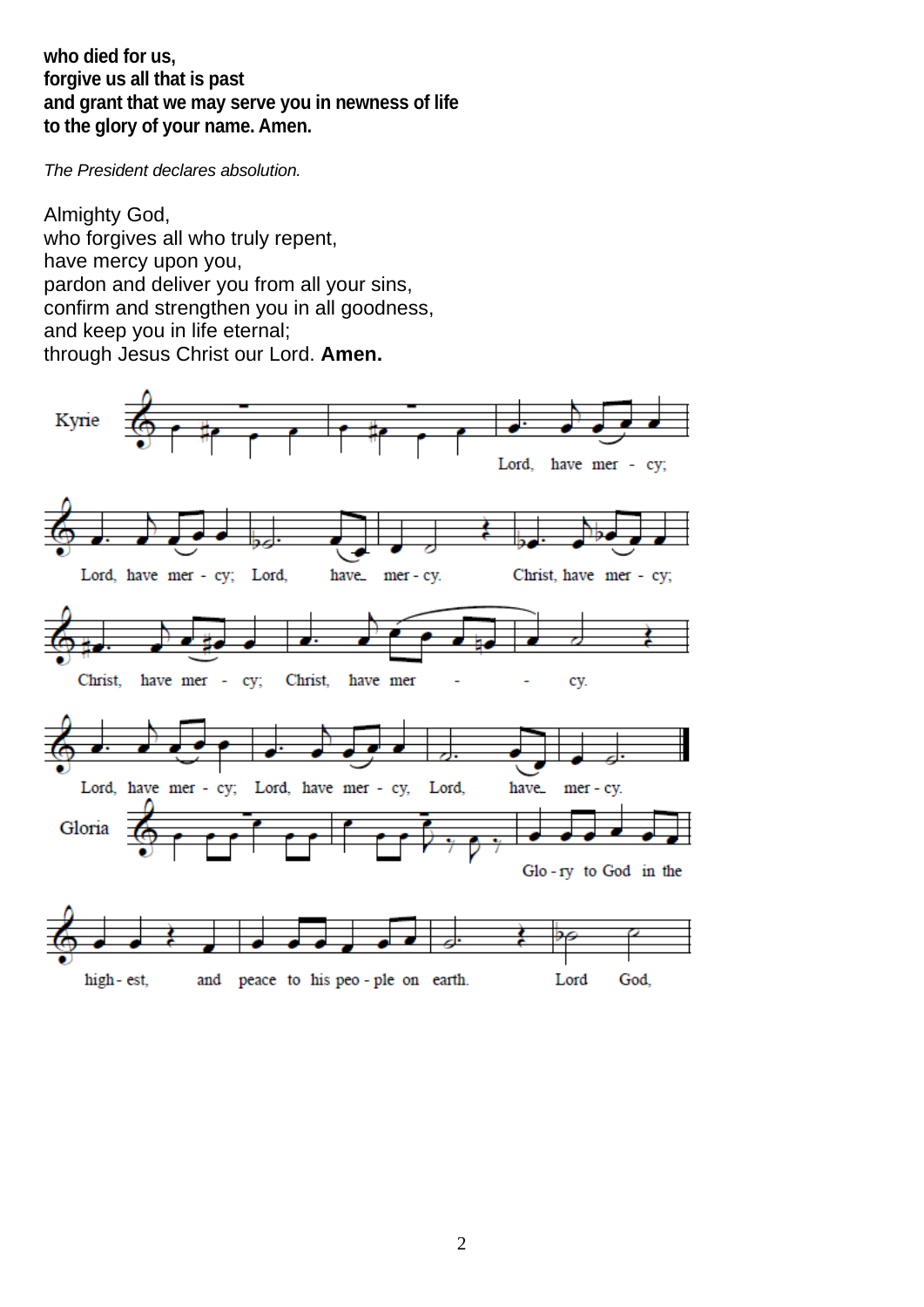**who died for us,**
**forgive us all that is past**
**and grant that we may serve you in newness of life**
**to the glory of your name. Amen.**

*The President declares absolution.*

Almighty God,
who forgives all who truly repent,
have mercy upon you,
pardon and deliver you from all your sins,
confirm and strengthen you in all goodness,
and keep you in life eternal;
through Jesus Christ our Lord. **Amen.**

Kyrie

Lord, have mer - cy;
Lord, have mer - cy; Lord, have mer - cy.
Christ, have mer - cy;
Christ, have mer - cy; Christ, have mer - cy.
Lord, have mer - cy; Lord, have mer - cy, Lord, have mer - cy.

Gloria

Glo - ry to God in the
high - est, and peace to his peo - ple on earth. Lord God,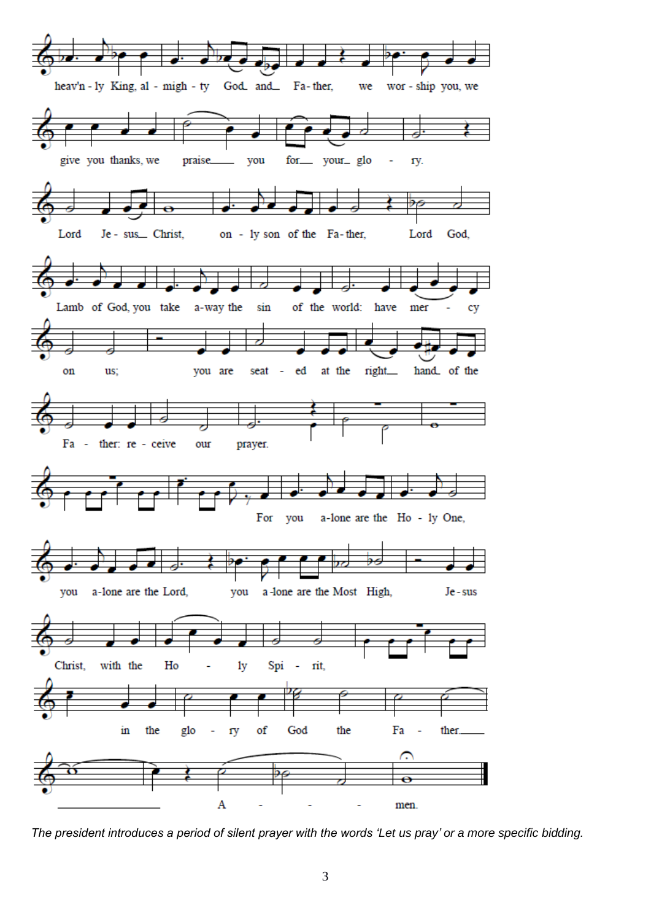*The president introduces a period of silent prayer with the words ‘Let us pray’ or a more specific bidding.*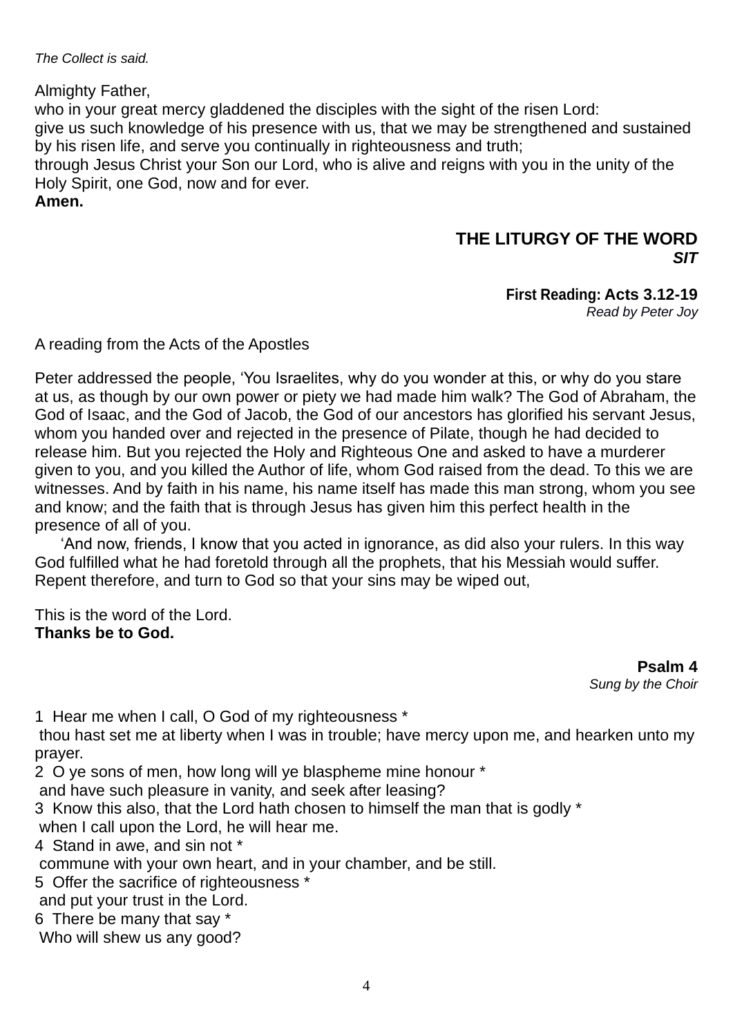*The Collect is said.*

Almighty Father,
who in your great mercy gladdened the disciples with the sight of the risen Lord:
give us such knowledge of his presence with us, that we may be strengthened and sustained by his risen life, and serve you continually in righteousness and truth;
through Jesus Christ your Son our Lord, who is alive and reigns with you in the unity of the Holy Spirit, one God, now and for ever.
**Amen.**

## THE LITURGY OF THE WORD

***SIT***

### First Reading: Acts 3.12-19

*Read by Peter Joy*

A reading from the Acts of the Apostles

Peter addressed the people, 'You Israelites, why do you wonder at this, or why do you stare at us, as though by our own power or piety we had made him walk? The God of Abraham, the God of Isaac, and the God of Jacob, the God of our ancestors has glorified his servant Jesus, whom you handed over and rejected in the presence of Pilate, though he had decided to release him. But you rejected the Holy and Righteous One and asked to have a murderer given to you, and you killed the Author of life, whom God raised from the dead. To this we are witnesses. And by faith in his name, his name itself has made this man strong, whom you see and know; and the faith that is through Jesus has given him this perfect health in the presence of all of you.

'And now, friends, I know that you acted in ignorance, as did also your rulers. In this way God fulfilled what he had foretold through all the prophets, that his Messiah would suffer. Repent therefore, and turn to God so that your sins may be wiped out,

This is the word of the Lord.
**Thanks be to God.**

### Psalm 4

*Sung by the Choir*

1 Hear me when I call, O God of my righteousness *
thou hast set me at liberty when I was in trouble; have mercy upon me, and hearken unto my prayer.
2 O ye sons of men, how long will ye blaspheme mine honour *
and have such pleasure in vanity, and seek after leasing?
3 Know this also, that the Lord hath chosen to himself the man that is godly *
when I call upon the Lord, he will hear me.
4 Stand in awe, and sin not *
commune with your own heart, and in your chamber, and be still.
5 Offer the sacrifice of righteousness *
and put your trust in the Lord.
6 There be many that say *
Who will shew us any good?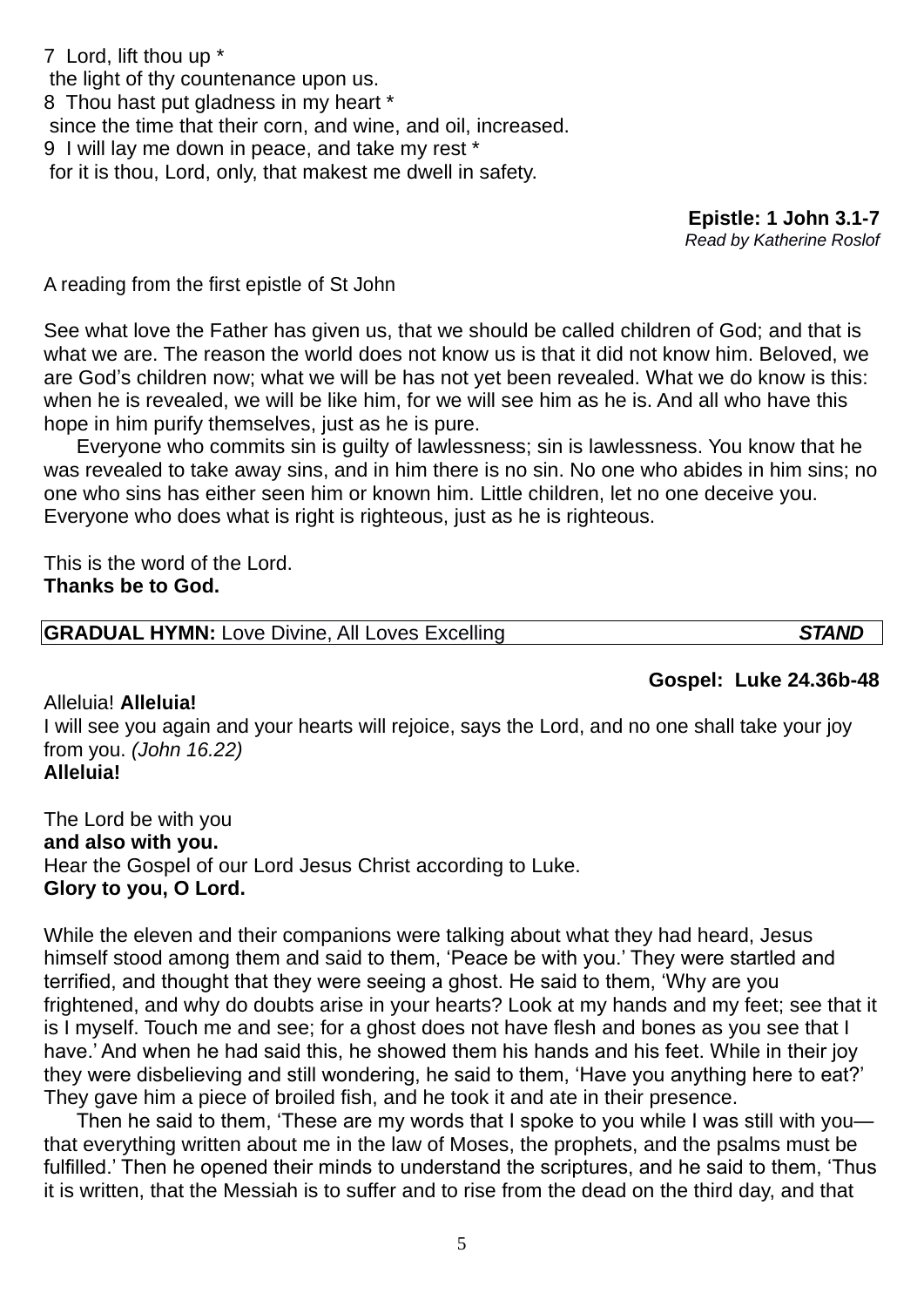7  Lord, lift thou up *
 the light of thy countenance upon us.
8  Thou hast put gladness in my heart *
 since the time that their corn, and wine, and oil, increased.
9  I will lay me down in peace, and take my rest *
 for it is thou, Lord, only, that makest me dwell in safety.

**Epistle: 1 John 3.1-7**
*Read by Katherine Roslof*

A reading from the first epistle of St John

See what love the Father has given us, that we should be called children of God; and that is what we are. The reason the world does not know us is that it did not know him. Beloved, we are God's children now; what we will be has not yet been revealed. What we do know is this: when he is revealed, we will be like him, for we will see him as he is. And all who have this hope in him purify themselves, just as he is pure.

Everyone who commits sin is guilty of lawlessness; sin is lawlessness. You know that he was revealed to take away sins, and in him there is no sin. No one who abides in him sins; no one who sins has either seen him or known him. Little children, let no one deceive you. Everyone who does what is right is righteous, just as he is righteous.

This is the word of the Lord.
**Thanks be to God.**

**GRADUAL HYMN:** Love Divine, All Loves Excelling ***STAND***

**Gospel: Luke 24.36b-48**

Alleluia! **Alleluia!**
I will see you again and your hearts will rejoice, says the Lord, and no one shall take your joy from you. *(John 16.22)*
**Alleluia!**

The Lord be with you
**and also with you.**
Hear the Gospel of our Lord Jesus Christ according to Luke.
**Glory to you, O Lord.**

While the eleven and their companions were talking about what they had heard, Jesus himself stood among them and said to them, 'Peace be with you.' They were startled and terrified, and thought that they were seeing a ghost. He said to them, 'Why are you frightened, and why do doubts arise in your hearts? Look at my hands and my feet; see that it is I myself. Touch me and see; for a ghost does not have flesh and bones as you see that I have.' And when he had said this, he showed them his hands and his feet. While in their joy they were disbelieving and still wondering, he said to them, 'Have you anything here to eat?' They gave him a piece of broiled fish, and he took it and ate in their presence.

Then he said to them, 'These are my words that I spoke to you while I was still with you—that everything written about me in the law of Moses, the prophets, and the psalms must be fulfilled.' Then he opened their minds to understand the scriptures, and he said to them, 'Thus it is written, that the Messiah is to suffer and to rise from the dead on the third day, and that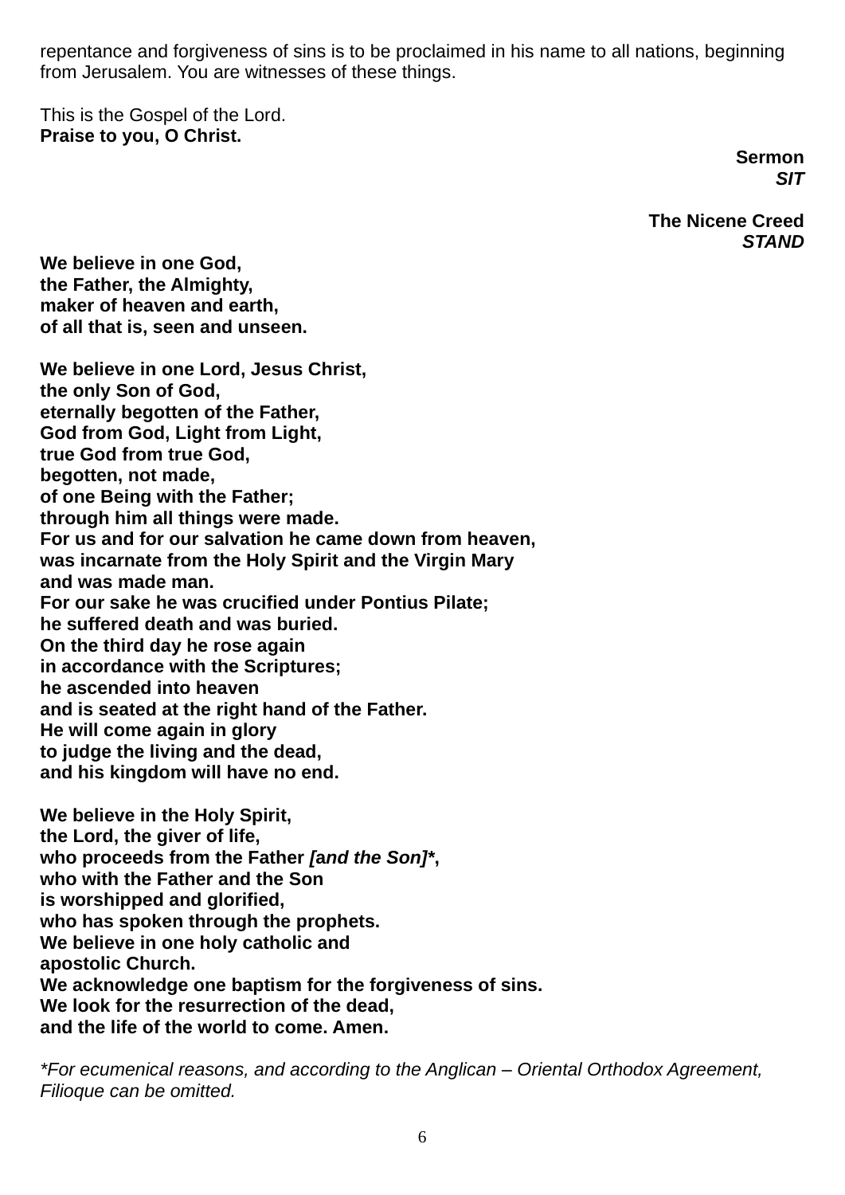repentance and forgiveness of sins is to be proclaimed in his name to all nations, beginning from Jerusalem. You are witnesses of these things.

This is the Gospel of the Lord.
**Praise to you, O Christ.**

**Sermon**
***SIT***

**The Nicene Creed**
***STAND***

**We believe in one God,**
**the Father, the Almighty,**
**maker of heaven and earth,**
**of all that is, seen and unseen.**

**We believe in one Lord, Jesus Christ,**
**the only Son of God,**
**eternally begotten of the Father,**
**God from God, Light from Light,**
**true God from true God,**
**begotten, not made,**
**of one Being with the Father;**
**through him all things were made.**
**For us and for our salvation he came down from heaven,**
**was incarnate from the Holy Spirit and the Virgin Mary**
**and was made man.**
**For our sake he was crucified under Pontius Pilate;**
**he suffered death and was buried.**
**On the third day he rose again**
**in accordance with the Scriptures;**
**he ascended into heaven**
**and is seated at the right hand of the Father.**
**He will come again in glory**
**to judge the living and the dead,**
**and his kingdom will have no end.**

**We believe in the Holy Spirit,**
**the Lord, the giver of life,**
**who proceeds from the Father *[and the Son]****,**
**who with the Father and the Son**
**is worshipped and glorified,**
**who has spoken through the prophets.**
**We believe in one holy catholic and**
**apostolic Church.**
**We acknowledge one baptism for the forgiveness of sins.**
**We look for the resurrection of the dead,**
**and the life of the world to come. Amen.**

*\*For ecumenical reasons, and according to the Anglican – Oriental Orthodox Agreement, Filioque can be omitted.*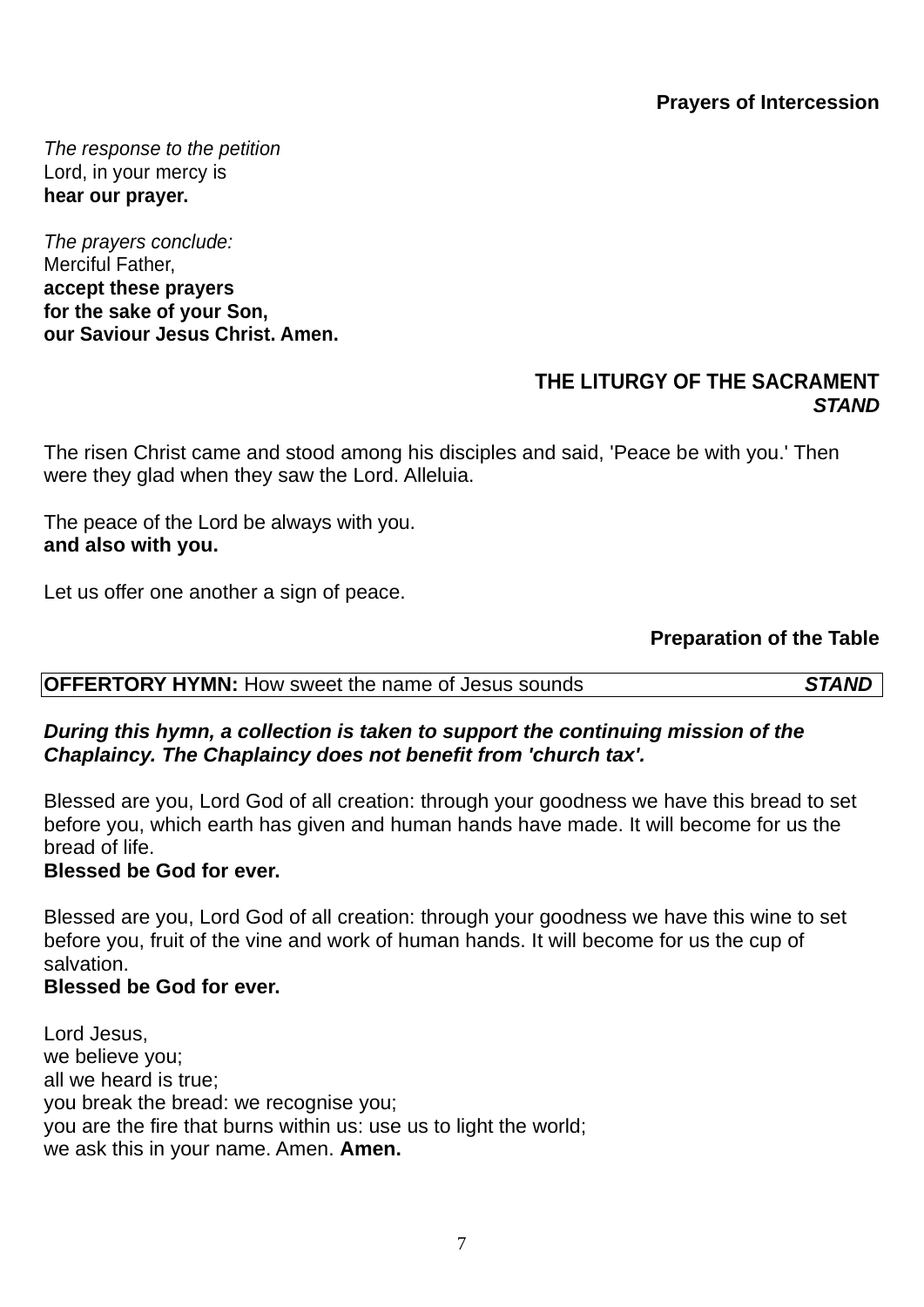### Prayers of Intercession

*The response to the petition*
Lord, in your mercy is
**hear our prayer.**

*The prayers conclude:*
Merciful Father,
**accept these prayers**
**for the sake of your Son,**
**our Saviour Jesus Christ. Amen.**

## THE LITURGY OF THE SACRAMENT

***STAND***

The risen Christ came and stood among his disciples and said, 'Peace be with you.' Then were they glad when they saw the Lord. Alleluia.

The peace of the Lord be always with you.
**and also with you.**

Let us offer one another a sign of peace.

### Preparation of the Table

**OFFERTORY HYMN:** How sweet the name of Jesus sounds ***STAND***

***During this hymn, a collection is taken to support the continuing mission of the Chaplaincy. The Chaplaincy does not benefit from 'church tax'.***

Blessed are you, Lord God of all creation: through your goodness we have this bread to set before you, which earth has given and human hands have made. It will become for us the bread of life.
**Blessed be God for ever.**

Blessed are you, Lord God of all creation: through your goodness we have this wine to set before you, fruit of the vine and work of human hands. It will become for us the cup of salvation.
**Blessed be God for ever.**

Lord Jesus,
we believe you;
all we heard is true;
you break the bread: we recognise you;
you are the fire that burns within us: use us to light the world;
we ask this in your name. Amen. **Amen.**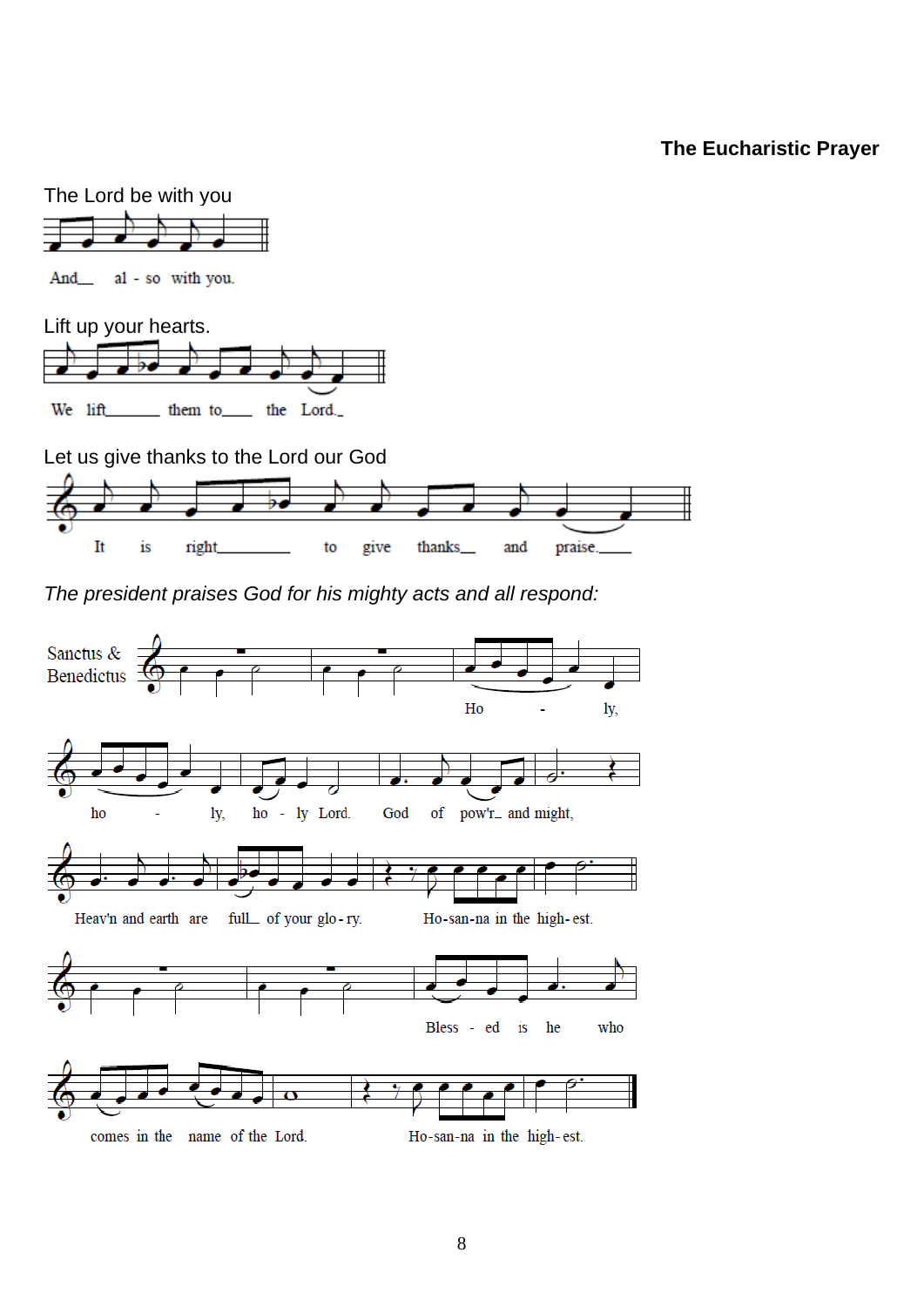**The Eucharistic Prayer**

The Lord be with you

And__ al - so with you.

Lift up your hearts.

We lift______ them to____ the Lord._

Let us give thanks to the Lord our God

It is right_________ to give thanks__ and praise.____

*The president praises God for his mighty acts and all respond:*

Sanctus & Benedictus

Ho - ly,

ho - ly, ho - ly Lord. God of pow'r_ and might,

Heav'n and earth are full_ of your glo - ry. Ho-san-na in the high- est.

Bless - ed is he who

comes in the name of the Lord. Ho-san-na in the high- est.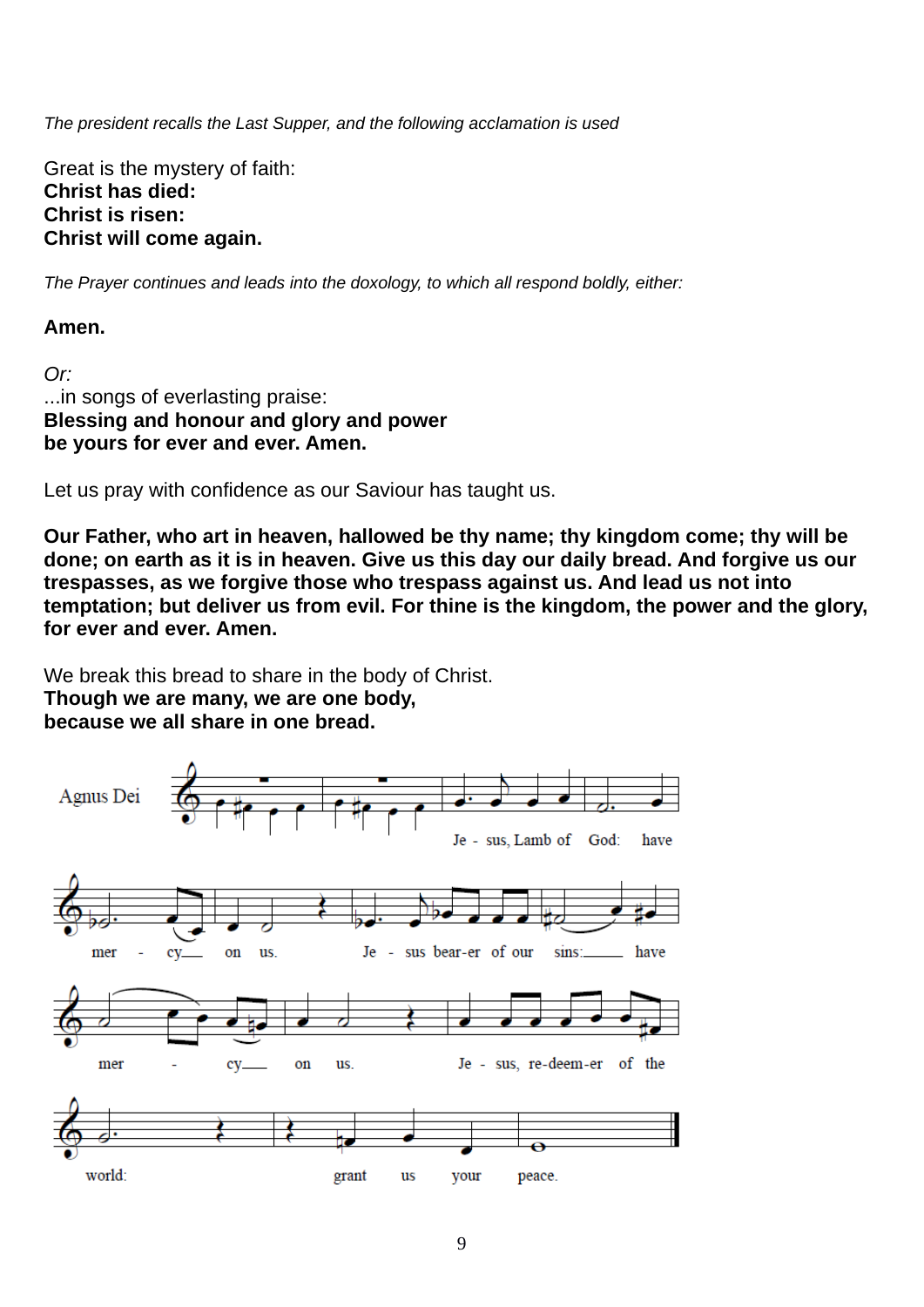*The president recalls the Last Supper, and the following acclamation is used*

Great is the mystery of faith:
**Christ has died:**
**Christ is risen:**
**Christ will come again.**

*The Prayer continues and leads into the doxology, to which all respond boldly, either:*

**Amen.**

*Or:*
...in songs of everlasting praise:
**Blessing and honour and glory and power**
**be yours for ever and ever. Amen.**

Let us pray with confidence as our Saviour has taught us.

**Our Father, who art in heaven, hallowed be thy name; thy kingdom come; thy will be done; on earth as it is in heaven. Give us this day our daily bread. And forgive us our trespasses, as we forgive those who trespass against us. And lead us not into temptation; but deliver us from evil. For thine is the kingdom, the power and the glory, for ever and ever. Amen.**

We break this bread to share in the body of Christ.
**Though we are many, we are one body,**
**because we all share in one bread.**

Agnus Dei

Je - sus, Lamb of God: have mer - cy on us.
Je - sus bear-er of our sins: have mer - cy on us.
Je - sus, re-deem-er of the world: grant us your peace.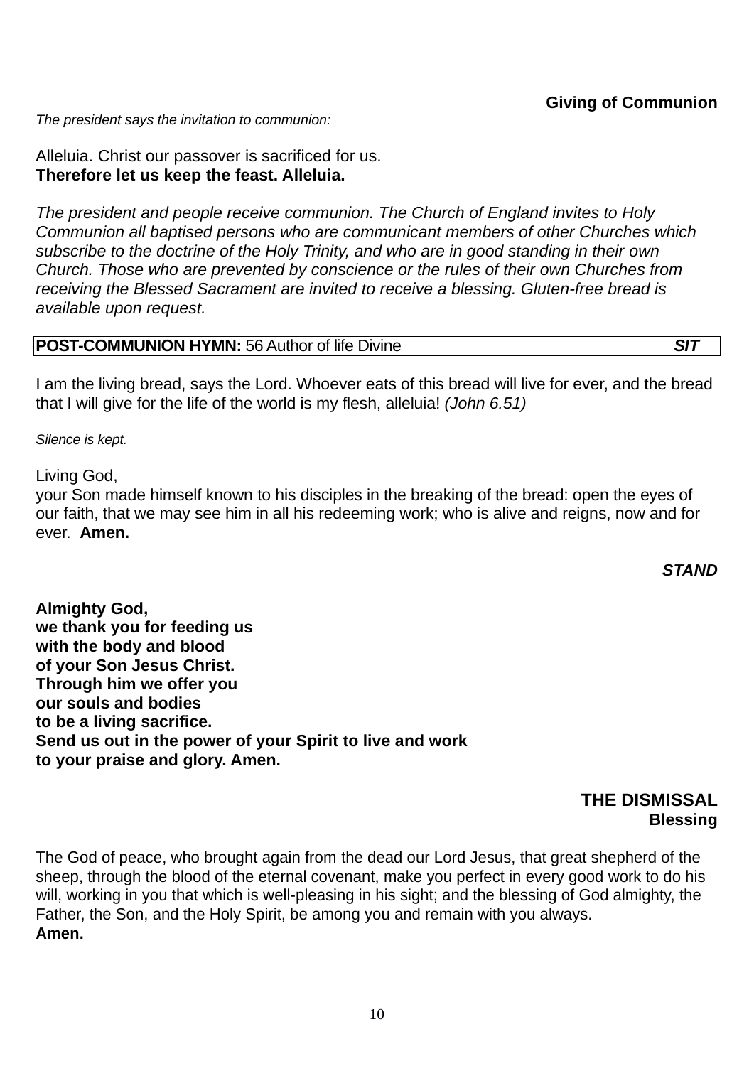**Giving of Communion**

*The president says the invitation to communion:*

Alleluia. Christ our passover is sacrificed for us.
**Therefore let us keep the feast. Alleluia.**

*The president and people receive communion. The Church of England invites to Holy Communion all baptised persons who are communicant members of other Churches which subscribe to the doctrine of the Holy Trinity, and who are in good standing in their own Church. Those who are prevented by conscience or the rules of their own Churches from receiving the Blessed Sacrament are invited to receive a blessing. Gluten-free bread is available upon request.*

| **POST-COMMUNION HYMN:** 56 Author of life Divine | ***SIT*** |
|---|---|

I am the living bread, says the Lord. Whoever eats of this bread will live for ever, and the bread that I will give for the life of the world is my flesh, alleluia! *(John 6.51)*

*Silence is kept.*

Living God,
your Son made himself known to his disciples in the breaking of the bread: open the eyes of our faith, that we may see him in all his redeeming work; who is alive and reigns, now and for ever. **Amen.**

***STAND***

**Almighty God,**
**we thank you for feeding us**
**with the body and blood**
**of your Son Jesus Christ.**
**Through him we offer you**
**our souls and bodies**
**to be a living sacrifice.**
**Send us out in the power of your Spirit to live and work**
**to your praise and glory. Amen.**

## THE DISMISSAL

**Blessing**

The God of peace, who brought again from the dead our Lord Jesus, that great shepherd of the sheep, through the blood of the eternal covenant, make you perfect in every good work to do his will, working in you that which is well-pleasing in his sight; and the blessing of God almighty, the Father, the Son, and the Holy Spirit, be among you and remain with you always.
**Amen.**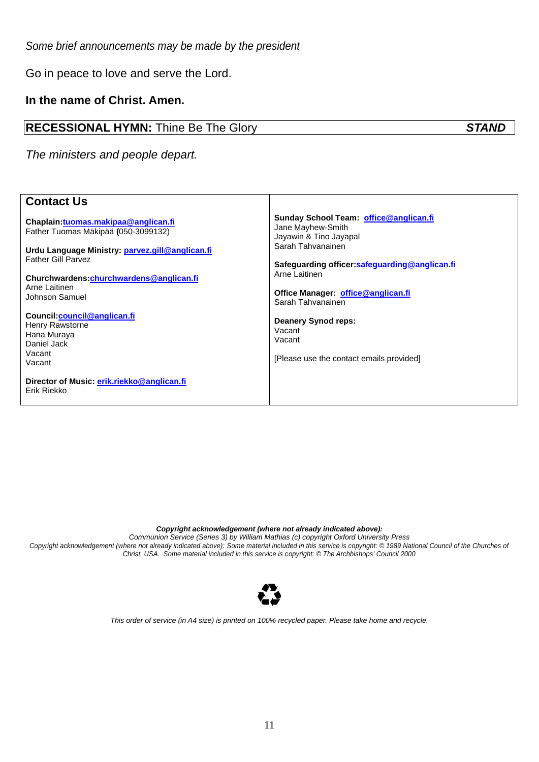*Some brief announcements may be made by the president*

Go in peace to love and serve the Lord.

**In the name of Christ. Amen.**

**RECESSIONAL HYMN:** Thine Be The Glory ***STAND***

*The ministers and people depart.*

## Contact Us

**Chaplain:tuomas.makipaa@anglican.fi**
Father Tuomas Mäkipää **(**050-3099132)

**Urdu Language Ministry: parvez.gill@anglican.fi**
Father Gill Parvez

**Churchwardens:churchwardens@anglican.fi**
Arne Laitinen
Johnson Samuel

**Council:council@anglican.fi**
Henry Rawstorne
Hana Muraya
Daniel Jack
Vacant
Vacant

**Director of Music: erik.riekko@anglican.fi**
Erik Riekko

**Sunday School Team: office@anglican.fi**
Jane Mayhew-Smith
Jayawin & Tino Jayapal
Sarah Tahvanainen

**Safeguarding officer:safeguarding@anglican.fi**
Arne Laitinen

**Office Manager: office@anglican.fi**
Sarah Tahvanainen

**Deanery Synod reps:**
Vacant
Vacant

[Please use the contact emails provided]

***Copyright acknowledgement (where not already indicated above):***
*Communion Service (Series 3) by William Mathias (c) copyright Oxford University Press*
*Copyright acknowledgement (where not already indicated above): Some material included in this service is copyright: © 1989 National Council of the Churches of Christ, USA. Some material included in this service is copyright: © The Archbishops' Council 2000*

♻

*This order of service (in A4 size) is printed on 100% recycled paper. Please take home and recycle.*